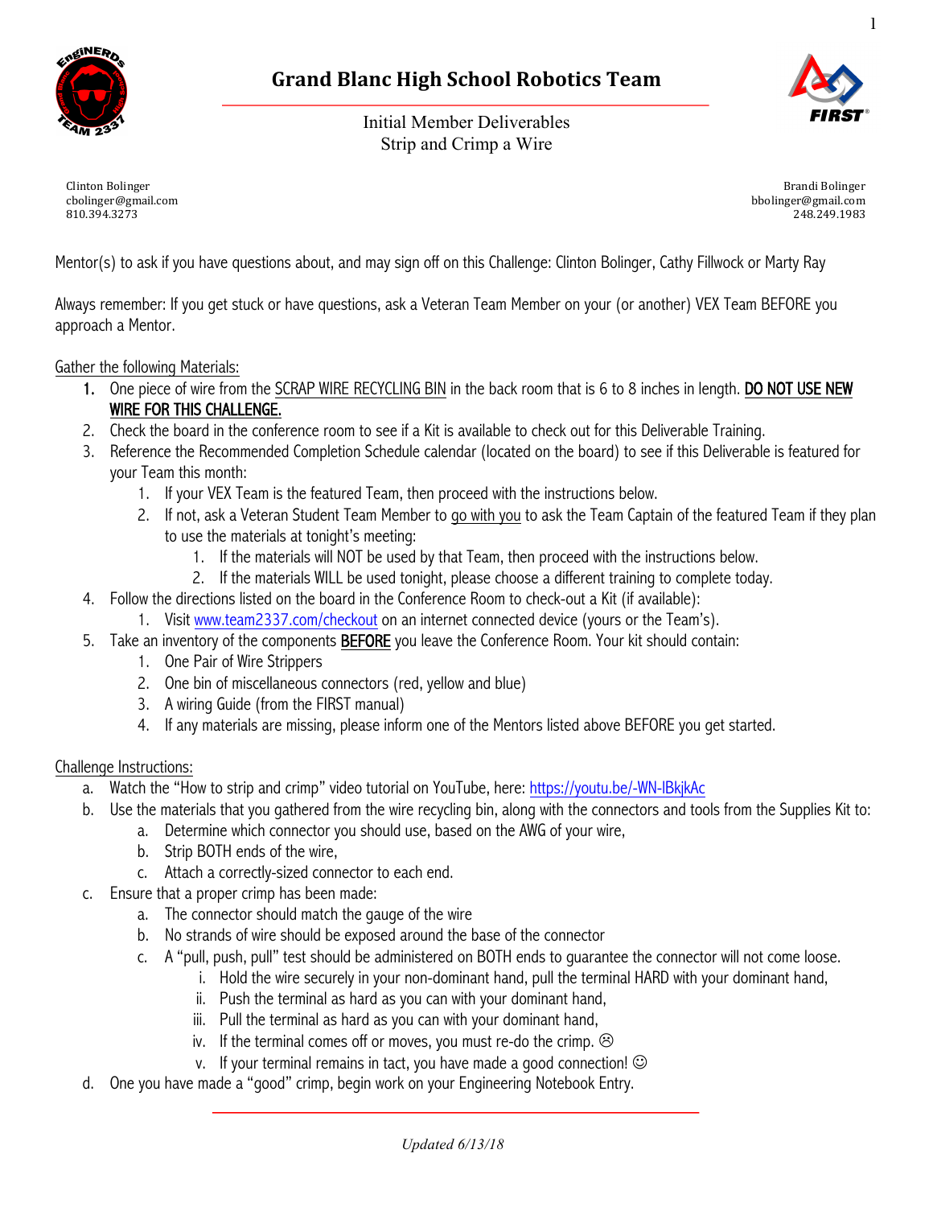# Grand Blanc High School Robotics Team

Initial Member Deliverables
Strip and Crimp a Wire

Clinton Bolinger
cbolinger@gmail.com
810.394.3273

Brandi Bolinger
bbolinger@gmail.com
248.249.1983

Mentor(s) to ask if you have questions about, and may sign off on this Challenge: Clinton Bolinger, Cathy Fillwock or Marty Ray

Always remember: If you get stuck or have questions, ask a Veteran Team Member on your (or another) VEX Team BEFORE you approach a Mentor.

Gather the following Materials:

1. One piece of wire from the SCRAP WIRE RECYCLING BIN in the back room that is 6 to 8 inches in length. **DO NOT USE NEW WIRE FOR THIS CHALLENGE.**
2. Check the board in the conference room to see if a Kit is available to check out for this Deliverable Training.
3. Reference the Recommended Completion Schedule calendar (located on the board) to see if this Deliverable is featured for your Team this month:
   1. If your VEX Team is the featured Team, then proceed with the instructions below.
   2. If not, ask a Veteran Student Team Member to go with you to ask the Team Captain of the featured Team if they plan to use the materials at tonight's meeting:
      1. If the materials will NOT be used by that Team, then proceed with the instructions below.
      2. If the materials WILL be used tonight, please choose a different training to complete today.
4. Follow the directions listed on the board in the Conference Room to check-out a Kit (if available):
   1. Visit www.team2337.com/checkout on an internet connected device (yours or the Team's).
5. Take an inventory of the components **BEFORE** you leave the Conference Room. Your kit should contain:
   1. One Pair of Wire Strippers
   2. One bin of miscellaneous connectors (red, yellow and blue)
   3. A wiring Guide (from the FIRST manual)
   4. If any materials are missing, please inform one of the Mentors listed above BEFORE you get started.

Challenge Instructions:

a. Watch the "How to strip and crimp" video tutorial on YouTube, here: https://youtu.be/-WN-lBkjkAc
b. Use the materials that you gathered from the wire recycling bin, along with the connectors and tools from the Supplies Kit to:
   a. Determine which connector you should use, based on the AWG of your wire,
   b. Strip BOTH ends of the wire,
   c. Attach a correctly-sized connector to each end.
c. Ensure that a proper crimp has been made:
   a. The connector should match the gauge of the wire
   b. No strands of wire should be exposed around the base of the connector
   c. A "pull, push, pull" test should be administered on BOTH ends to guarantee the connector will not come loose.
      i. Hold the wire securely in your non-dominant hand, pull the terminal HARD with your dominant hand,
      ii. Push the terminal as hard as you can with your dominant hand,
      iii. Pull the terminal as hard as you can with your dominant hand,
      iv. If the terminal comes off or moves, you must re-do the crimp. ☹
      v. If your terminal remains in tact, you have made a good connection! ☺
d. One you have made a "good" crimp, begin work on your Engineering Notebook Entry.

*Updated 6/13/18*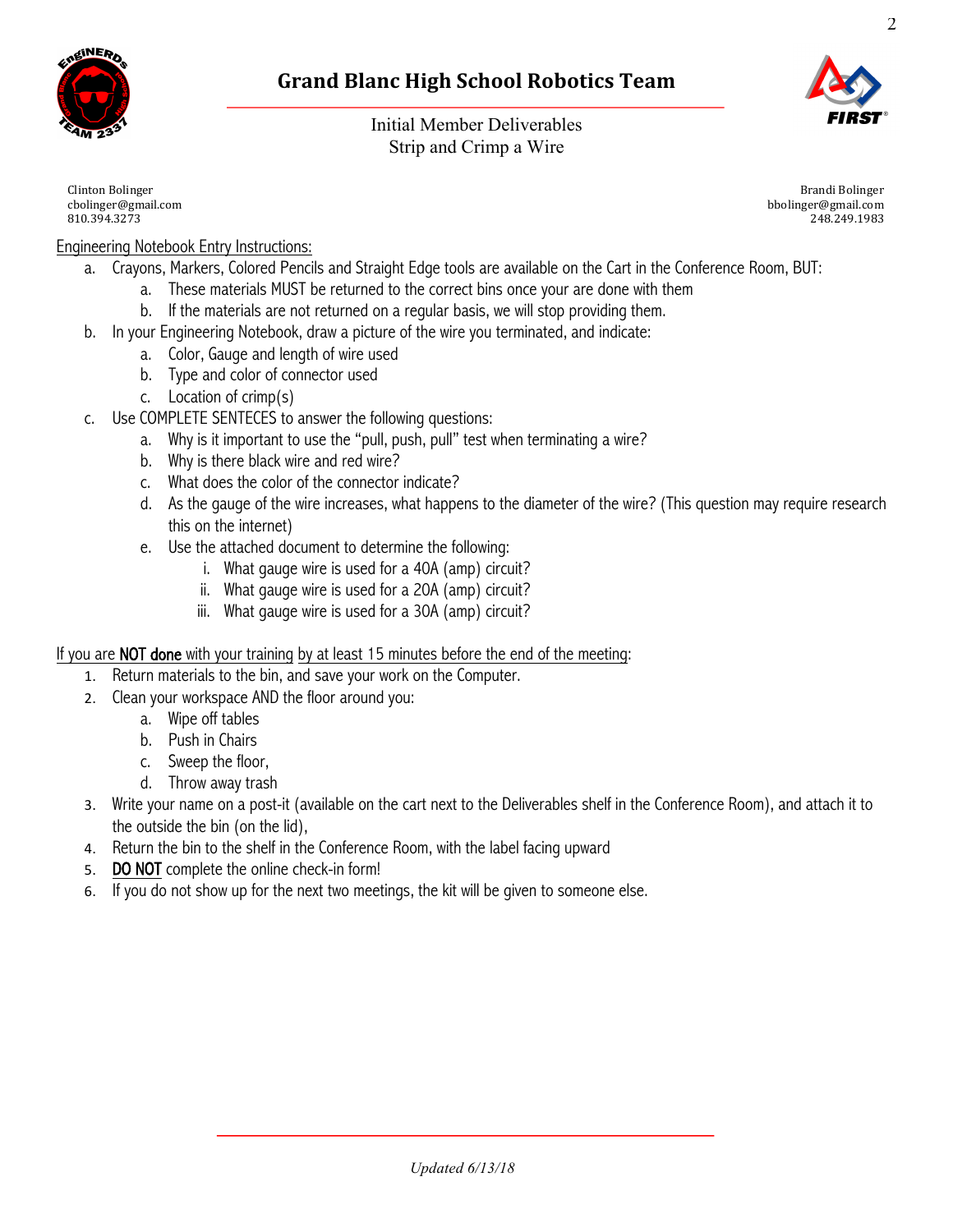# Grand Blanc High School Robotics Team

Initial Member Deliverables
Strip and Crimp a Wire

Clinton Bolinger
cbolinger@gmail.com
810.394.3273

Brandi Bolinger
bbolinger@gmail.com
248.249.1983

Engineering Notebook Entry Instructions:

a. Crayons, Markers, Colored Pencils and Straight Edge tools are available on the Cart in the Conference Room, BUT:
   a. These materials MUST be returned to the correct bins once your are done with them
   b. If the materials are not returned on a regular basis, we will stop providing them.
b. In your Engineering Notebook, draw a picture of the wire you terminated, and indicate:
   a. Color, Gauge and length of wire used
   b. Type and color of connector used
   c. Location of crimp(s)
c. Use COMPLETE SENTECES to answer the following questions:
   a. Why is it important to use the "pull, push, pull" test when terminating a wire?
   b. Why is there black wire and red wire?
   c. What does the color of the connector indicate?
   d. As the gauge of the wire increases, what happens to the diameter of the wire? (This question may require research this on the internet)
   e. Use the attached document to determine the following:
      i. What gauge wire is used for a 40A (amp) circuit?
      ii. What gauge wire is used for a 20A (amp) circuit?
      iii. What gauge wire is used for a 30A (amp) circuit?

If you are **NOT done** with your training by at least 15 minutes before the end of the meeting:

1. Return materials to the bin, and save your work on the Computer.
2. Clean your workspace AND the floor around you:
   a. Wipe off tables
   b. Push in Chairs
   c. Sweep the floor,
   d. Throw away trash
3. Write your name on a post-it (available on the cart next to the Deliverables shelf in the Conference Room), and attach it to the outside the bin (on the lid),
4. Return the bin to the shelf in the Conference Room, with the label facing upward
5. DO NOT complete the online check-in form!
6. If you do not show up for the next two meetings, the kit will be given to someone else.

*Updated 6/13/18*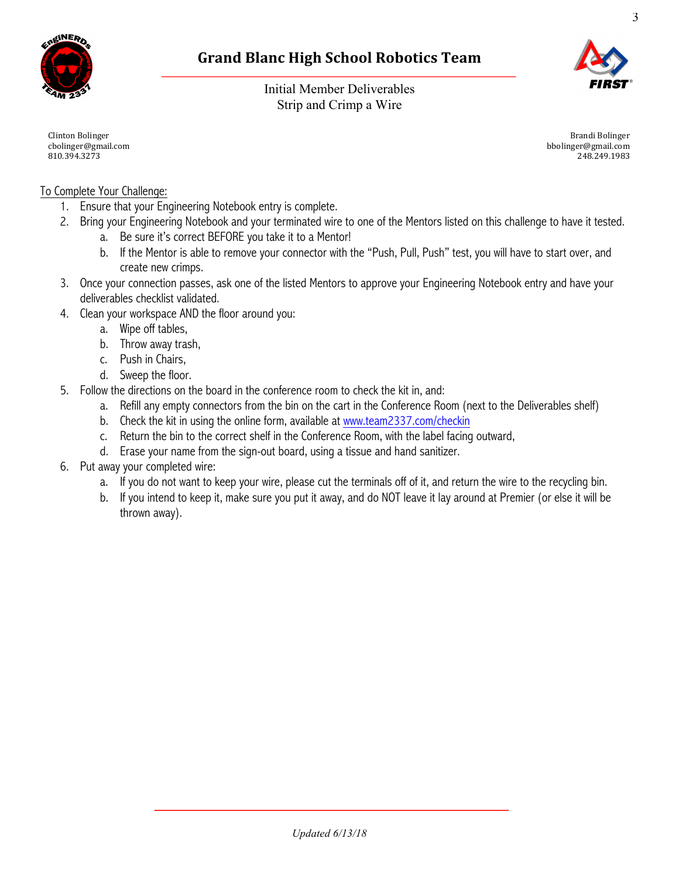# Grand Blanc High School Robotics Team

Initial Member Deliverables
Strip and Crimp a Wire

Clinton Bolinger
cbolinger@gmail.com
810.394.3273

Brandi Bolinger
bbolinger@gmail.com
248.249.1983

To Complete Your Challenge:

1. Ensure that your Engineering Notebook entry is complete.
2. Bring your Engineering Notebook and your terminated wire to one of the Mentors listed on this challenge to have it tested.
   a. Be sure it's correct BEFORE you take it to a Mentor!
   b. If the Mentor is able to remove your connector with the "Push, Pull, Push" test, you will have to start over, and create new crimps.
3. Once your connection passes, ask one of the listed Mentors to approve your Engineering Notebook entry and have your deliverables checklist validated.
4. Clean your workspace AND the floor around you:
   a. Wipe off tables,
   b. Throw away trash,
   c. Push in Chairs,
   d. Sweep the floor.
5. Follow the directions on the board in the conference room to check the kit in, and:
   a. Refill any empty connectors from the bin on the cart in the Conference Room (next to the Deliverables shelf)
   b. Check the kit in using the online form, available at [www.team2337.com/checkin](http://www.team2337.com/checkin)
   c. Return the bin to the correct shelf in the Conference Room, with the label facing outward,
   d. Erase your name from the sign-out board, using a tissue and hand sanitizer.
6. Put away your completed wire:
   a. If you do not want to keep your wire, please cut the terminals off of it, and return the wire to the recycling bin.
   b. If you intend to keep it, make sure you put it away, and do NOT leave it lay around at Premier (or else it will be thrown away).

*Updated 6/13/18*